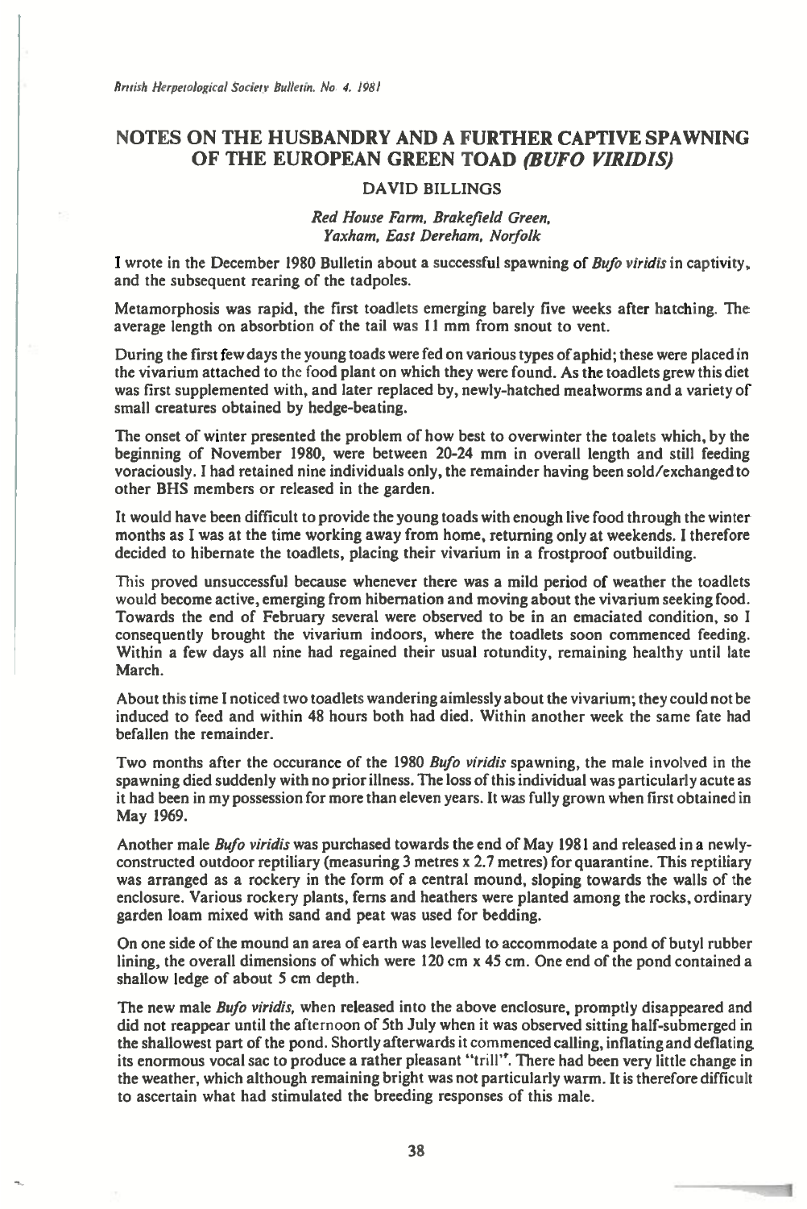# NOTES ON THE HUSBANDRY AND A FURTHER CAPTIVE SPAWNING OF THE EUROPEAN GREEN TOAD *(BUFO VIRIDIS)*

DAVID BILLINGS

*Red House Farm, Brakefield Green, Yaxham, East Dereham, Norfolk*

I wrote in the December 1980 Bulletin about a successful spawning of *Bufo viridis* in captivity, and the subsequent rearing of the tadpoles.

Metamorphosis was rapid, the first toadlets emerging barely five weeks after hatching. The average length on absorbtion of the tail was 11 mm from snout to vent.

During the first few days the young toads were fed on various types of aphid; these were placed in the vivarium attached to the food plant on which they were found. As the toadlets grew this diet was first supplemented with, and later replaced by, newly-hatched mealworms and a variety of small creatures obtained by hedge-beating.

The onset of winter presented the problem of how best to overwinter the toalets which, by the beginning of November 1980, were between 20-24 mm in overall length and still feeding voraciously. I had retained nine individuals only, the remainder having been sold/exchanged to other BHS members or released in the garden.

It would have been difficult to provide the young toads with enough live food through the winter months as I was at the time working away from home, returning only at weekends. I therefore decided to hibernate the toadlets, placing their vivarium in a frostproof outbuilding.

This proved unsuccessful because whenever there was a mild period of weather the toadlets would become active, emerging from hibernation and moving about the vivarium seeking food. Towards the end of February several were observed to be in an emaciated condition, so I consequently brought the vivarium indoors, where the toadlets soon commenced feeding. Within a few days all nine had regained their usual rotundity, remaining healthy until late March.

About this time I noticed two toadlets wandering aimlessly about the vivarium; they could not be induced to feed and within 48 hours both had died. Within another week the same fate had befallen the remainder.

Two months after the occurance of the 1980 *Bufo viridis* spawning, the male involved in the spawning died suddenly with no prior illness. The loss of this individual was particularly acute as it had been in my possession for more than eleven years. It was fully grown when first obtained in May 1969.

Another male *Bufo viridis* was purchased towards the end of May 1981 and released in a newly-constructed outdoor reptiliary (measuring 3 metres x 2.7 metres) for quarantine. This reptiliary was arranged as a rockery in the form of a central mound, sloping towards the walls of the enclosure. Various rockery plants, ferns and heathers were planted among the rocks, ordinary garden loam mixed with sand and peat was used for bedding.

On one side of the mound an area of earth was levelled to accommodate a pond of butyl rubber lining, the overall dimensions of which were 120 cm x 45 cm. One end of the pond contained a shallow ledge of about 5 cm depth.

The new male *Bufo viridis*, when released into the above enclosure, promptly disappeared and did not reappear until the afternoon of 5th July when it was observed sitting half-submerged in the shallowest part of the pond. Shortly afterwards it commenced calling, inflating and deflating its enormous vocal sac to produce a rather pleasant "trill". There had been very little change in the weather, which although remaining bright was not particularly warm. It is therefore difficult to ascertain what had stimulated the breeding responses of this male.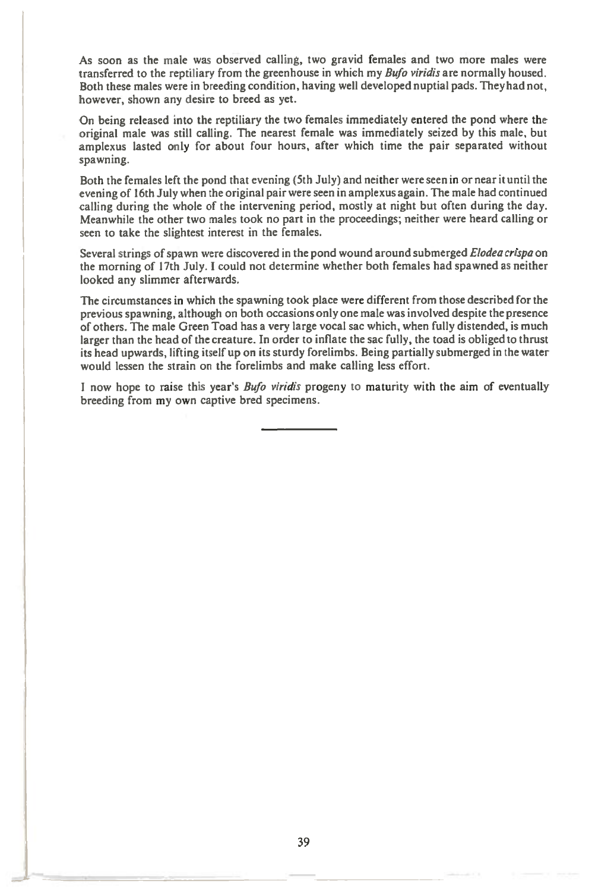As soon as the male was observed calling, two gravid females and two more males were transferred to the reptiliary from the greenhouse in which my *Bufo viridis* are normally housed. Both these males were in breeding condition, having well developed nuptial pads. They had not, however, shown any desire to breed as yet.

On being released into the reptiliary the two females immediately entered the pond where the original male was still calling. The nearest female was immediately seized by this male, but amplexus lasted only for about four hours, after which time the pair separated without spawning.

Both the females left the pond that evening (5th July) and neither were seen in or near it until the evening of 16th July when the original pair were seen in amplexus again. The male had continued calling during the whole of the intervening period, mostly at night but often during the day. Meanwhile the other two males took no part in the proceedings; neither were heard calling or seen to take the slightest interest in the females.

Several strings of spawn were discovered in the pond wound around submerged *Elodea crispa* on the morning of 17th July. I could not determine whether both females had spawned as neither looked any slimmer afterwards.

The circumstances in which the spawning took place were different from those described for the previous spawning, although on both occasions only one male was involved despite the presence of others. The male Green Toad has a very large vocal sac which, when fully distended, is much larger than the head of the creature. In order to inflate the sac fully, the toad is obliged to thrust its head upwards, lifting itself up on its sturdy forelimbs. Being partially submerged in the water would lessen the strain on the forelimbs and make calling less effort.

I now hope to raise this year's *Bufo viridis* progeny to maturity with the aim of eventually breeding from my own captive bred specimens.